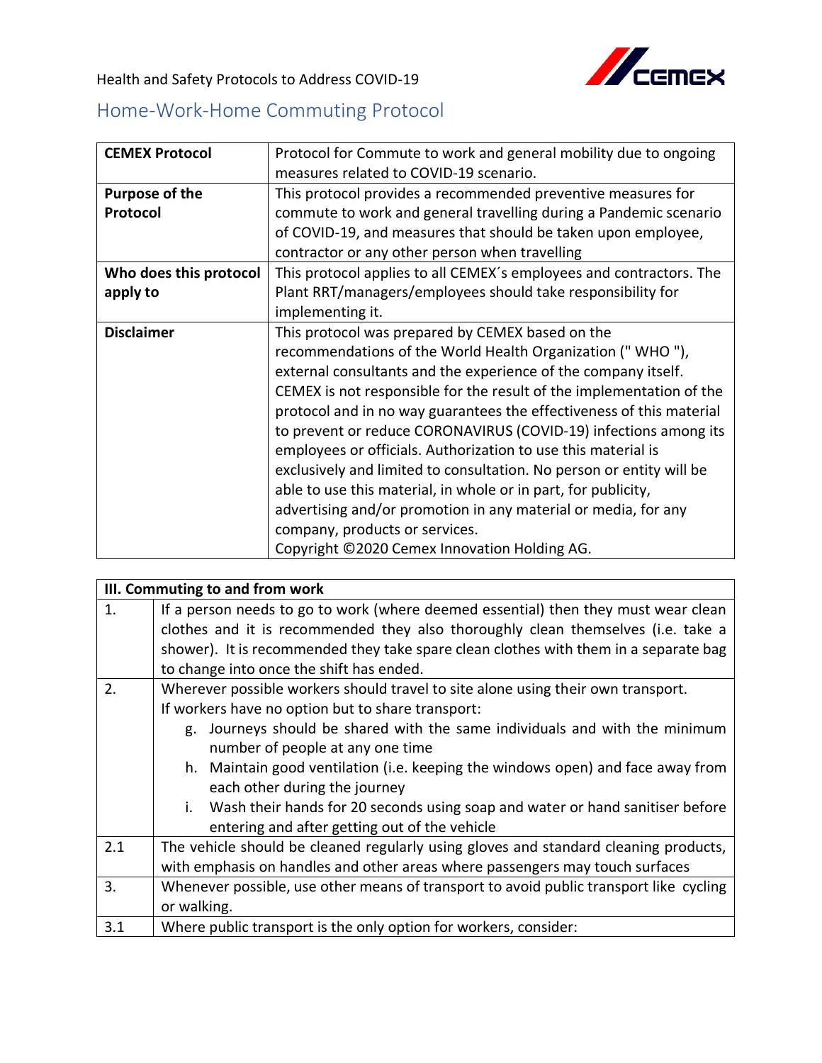Health and Safety Protocols to Address COVID-19

# Home-Work-Home Commuting Protocol

| **CEMEX Protocol** | Protocol for Commute to work and general mobility due to ongoing measures related to COVID-19 scenario. |
|---|---|
| **Purpose of the Protocol** | This protocol provides a recommended preventive measures for commute to work and general travelling during a Pandemic scenario of COVID-19, and measures that should be taken upon employee, contractor or any other person when travelling |
| **Who does this protocol apply to** | This protocol applies to all CEMEX´s employees and contractors. The Plant RRT/managers/employees should take responsibility for implementing it. |
| **Disclaimer** | This protocol was prepared by CEMEX based on the recommendations of the World Health Organization (" WHO "), external consultants and the experience of the company itself. CEMEX is not responsible for the result of the implementation of the protocol and in no way guarantees the effectiveness of this material to prevent or reduce CORONAVIRUS (COVID-19) infections among its employees or officials. Authorization to use this material is exclusively and limited to consultation. No person or entity will be able to use this material, in whole or in part, for publicity, advertising and/or promotion in any material or media, for any company, products or services.<br>Copyright ©2020 Cemex Innovation Holding AG. |

| **III. Commuting to and from work** | |
|---|---|
| 1. | If a person needs to go to work (where deemed essential) then they must wear clean clothes and it is recommended they also thoroughly clean themselves (i.e. take a shower). It is recommended they take spare clean clothes with them in a separate bag to change into once the shift has ended. |
| 2. | Wherever possible workers should travel to site alone using their own transport.<br>If workers have no option but to share transport:<br>g. Journeys should be shared with the same individuals and with the minimum number of people at any one time<br>h. Maintain good ventilation (i.e. keeping the windows open) and face away from each other during the journey<br>i. Wash their hands for 20 seconds using soap and water or hand sanitiser before entering and after getting out of the vehicle |
| 2.1 | The vehicle should be cleaned regularly using gloves and standard cleaning products, with emphasis on handles and other areas where passengers may touch surfaces |
| 3. | Whenever possible, use other means of transport to avoid public transport like cycling or walking. |
| 3.1 | Where public transport is the only option for workers, consider: |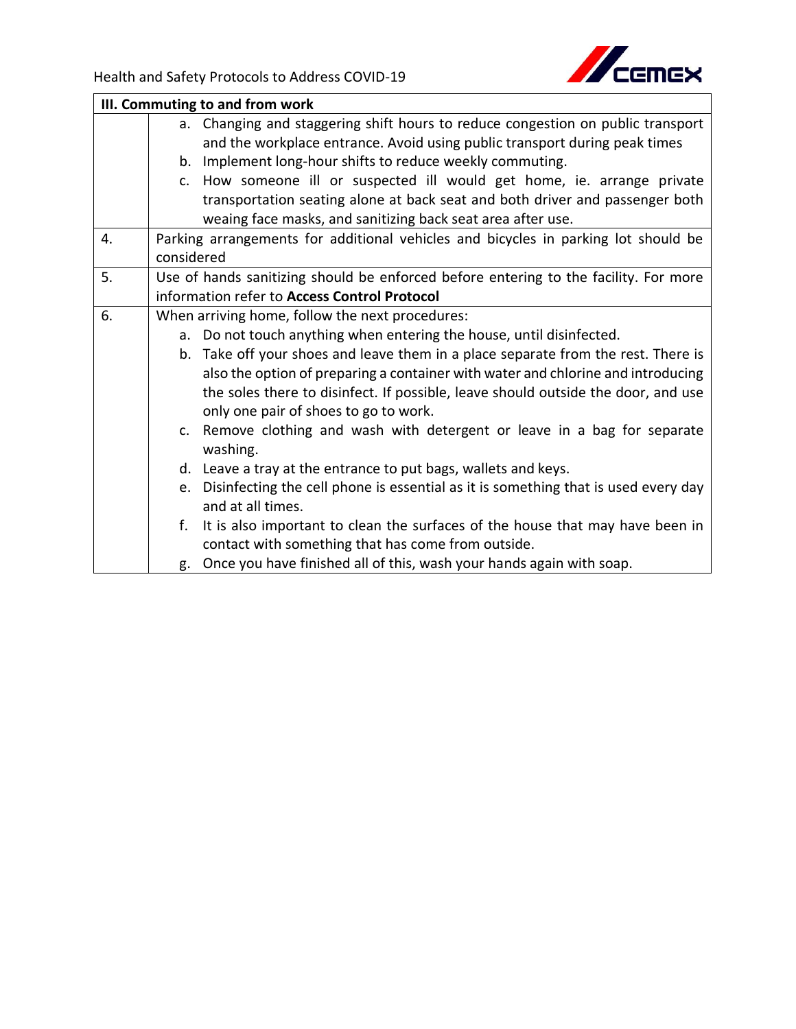| III. Commuting to and from work | |
|---|---|
| | a. Changing and staggering shift hours to reduce congestion on public transport and the workplace entrance. Avoid using public transport during peak times<br>b. Implement long-hour shifts to reduce weekly commuting.<br>c. How someone ill or suspected ill would get home, ie. arrange private transportation seating alone at back seat and both driver and passenger both weaing face masks, and sanitizing back seat area after use. |
| 4. | Parking arrangements for additional vehicles and bicycles in parking lot should be considered |
| 5. | Use of hands sanitizing should be enforced before entering to the facility. For more information refer to **Access Control Protocol** |
| 6. | When arriving home, follow the next procedures:<br>a. Do not touch anything when entering the house, until disinfected.<br>b. Take off your shoes and leave them in a place separate from the rest. There is also the option of preparing a container with water and chlorine and introducing the soles there to disinfect. If possible, leave should outside the door, and use only one pair of shoes to go to work.<br>c. Remove clothing and wash with detergent or leave in a bag for separate washing.<br>d. Leave a tray at the entrance to put bags, wallets and keys.<br>e. Disinfecting the cell phone is essential as it is something that is used every day and at all times.<br>f. It is also important to clean the surfaces of the house that may have been in contact with something that has come from outside.<br>g. Once you have finished all of this, wash your hands again with soap. |